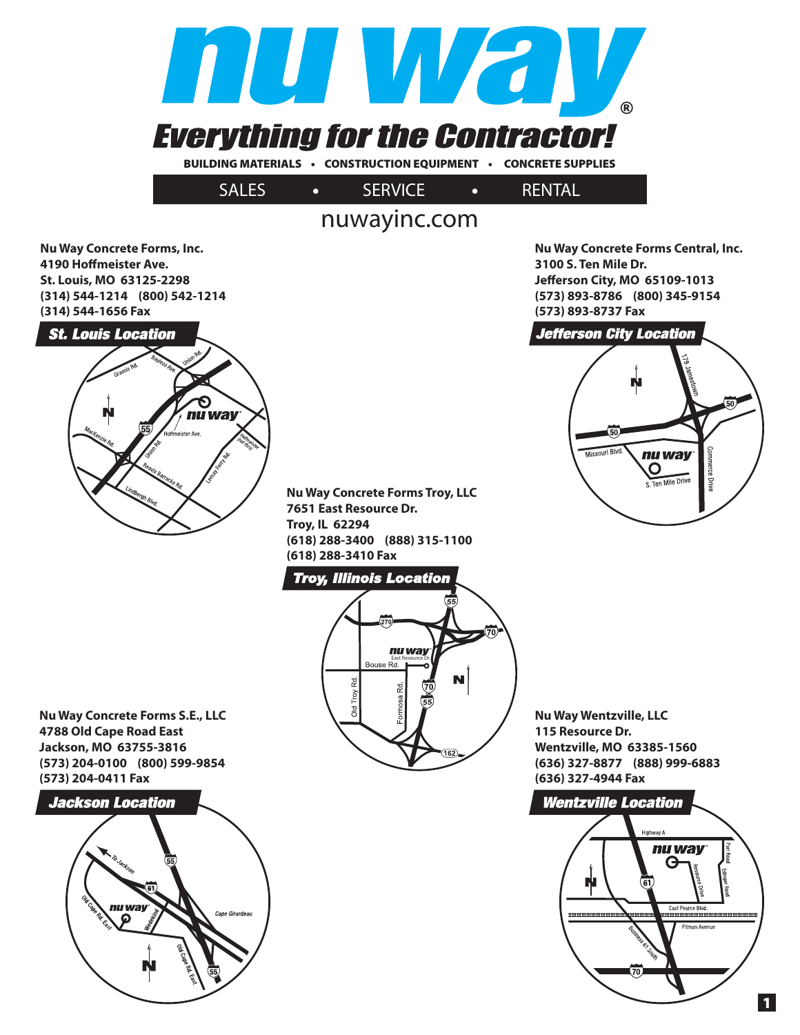# nu way®

## Everything for the Contractor!

BUILDING MATERIALS • CONSTRUCTION EQUIPMENT • CONCRETE SUPPLIES

SALES • SERVICE • RENTAL

nuwayinc.com

**Nu Way Concrete Forms, Inc.**
**4190 Hoffmeister Ave.**
**St. Louis, MO 63125-2298**
**(314) 544-1214 (800) 542-1214**
**(314) 544-1656 Fax**

### St. Louis Location

**Nu Way Concrete Forms Central, Inc.**
**3100 S. Ten Mile Dr.**
**Jefferson City, MO 65109-1013**
**(573) 893-8786 (800) 345-9154**
**(573) 893-8737 Fax**

### Jefferson City Location

**Nu Way Concrete Forms Troy, LLC**
**7651 East Resource Dr.**
**Troy, IL 62294**
**(618) 288-3400 (888) 315-1100**
**(618) 288-3410 Fax**

### Troy, Illinois Location

**Nu Way Concrete Forms S.E., LLC**
**4788 Old Cape Road East**
**Jackson, MO 63755-3816**
**(573) 204-0100 (800) 599-9854**
**(573) 204-0411 Fax**

### Jackson Location

**Nu Way Wentzville, LLC**
**115 Resource Dr.**
**Wentzville, MO 63385-1560**
**(636) 327-8877 (888) 999-6883**
**(636) 327-4944 Fax**

### Wentzville Location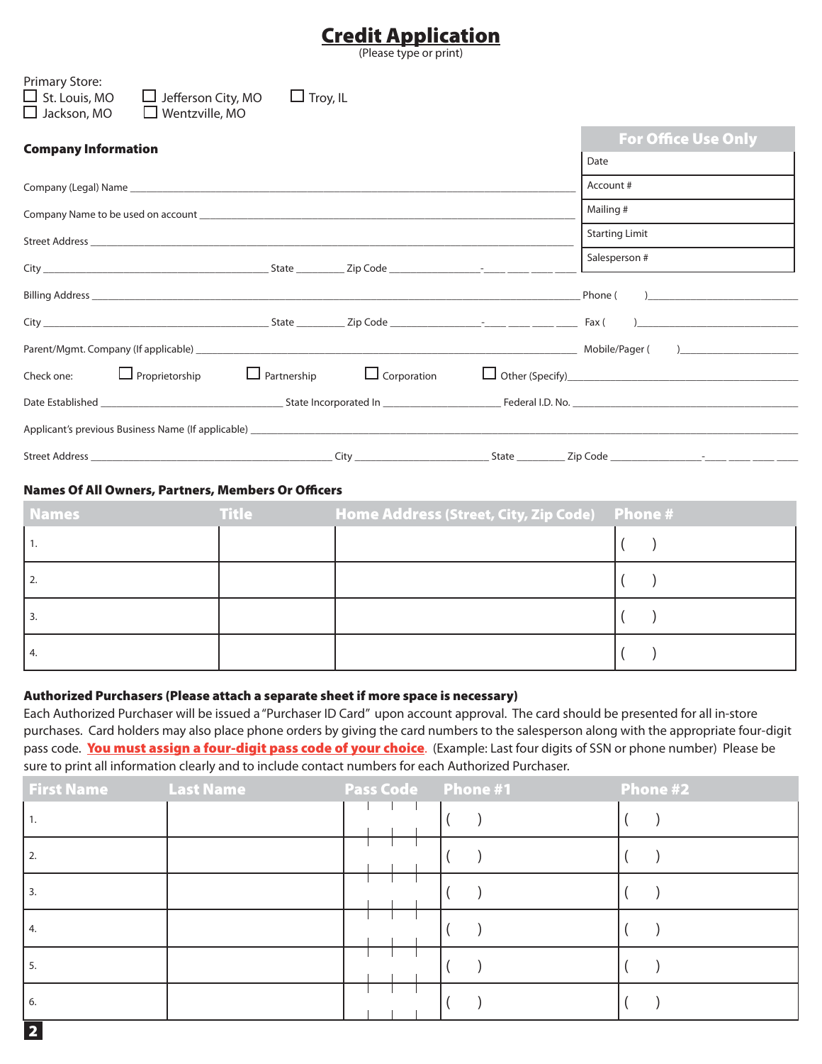# Credit Application

(Please type or print)

Primary Store:

☐ St. Louis, MO ☐ Jefferson City, MO ☐ Troy, IL
☐ Jackson, MO ☐ Wentzville, MO

| For Office Use Only |
|---|
| Date |
| Account # |
| Mailing # |
| Starting Limit |
| Salesperson # |

## Company Information

Company (Legal) Name ______________________________

Company Name to be used on account ______________________________

Street Address ______________________________

City ____________ State ________ Zip Code ____________-____

Billing Address ______________________________ Phone ( ) ____________

City ____________ State ________ Zip Code ____________-____ Fax ( ) ____________

Parent/Mgmt. Company (If applicable) ______________________________ Mobile/Pager ( ) ____________

Check one: ☐ Proprietorship ☐ Partnership ☐ Corporation ☐ Other (Specify)____________

Date Established ____________ State Incorporated In ____________ Federal I.D. No. ____________

Applicant's previous Business Name (If applicable) ______________________________

Street Address ____________ City ____________ State ________ Zip Code ____________-____

## Names Of All Owners, Partners, Members Or Officers

| Names | Title | Home Address (Street, City, Zip Code) | Phone # |
|---|---|---|---|
| 1. | | | ( ) |
| 2. | | | ( ) |
| 3. | | | ( ) |
| 4. | | | ( ) |

## Authorized Purchasers (Please attach a separate sheet if more space is necessary)

Each Authorized Purchaser will be issued a "Purchaser ID Card" upon account approval. The card should be presented for all in-store purchases. Card holders may also place phone orders by giving the card numbers to the salesperson along with the appropriate four-digit pass code. **You must assign a four-digit pass code of your choice**. (Example: Last four digits of SSN or phone number) Please be sure to print all information clearly and to include contact numbers for each Authorized Purchaser.

| First Name | Last Name | Pass Code | Phone #1 | Phone #2 |
|---|---|---|---|---|
| 1. | | | ( ) | ( ) |
| 2. | | | ( ) | ( ) |
| 3. | | | ( ) | ( ) |
| 4. | | | ( ) | ( ) |
| 5. | | | ( ) | ( ) |
| 6. | | | ( ) | ( ) |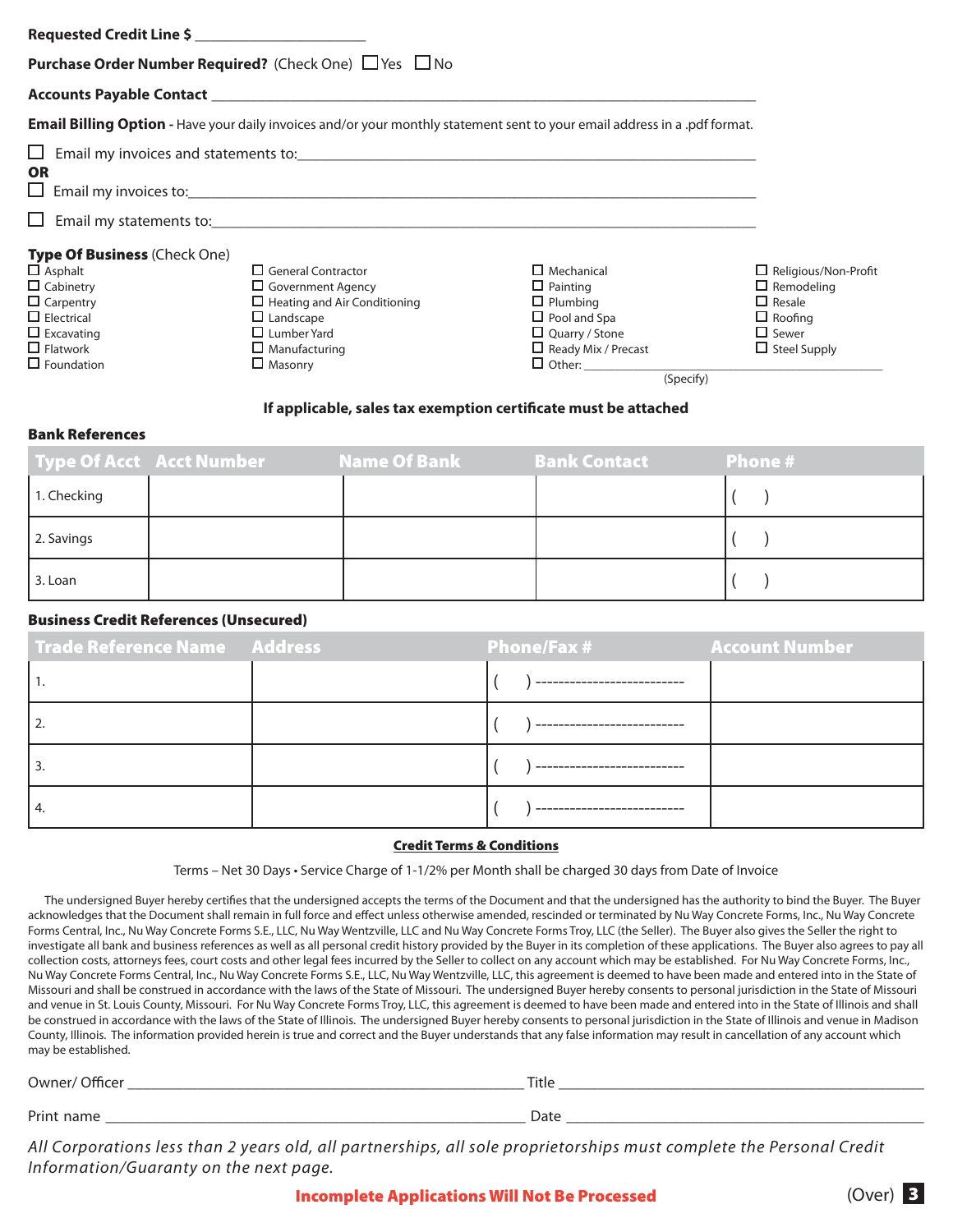**Requested Credit Line $** _______________________

**Purchase Order Number Required?** (Check One) ☐ Yes ☐ No

**Accounts Payable Contact** _______________________________________________

**Email Billing Option** - Have your daily invoices and/or your monthly statement sent to your email address in a .pdf format.

☐ Email my invoices and statements to:_______________________________________

**OR**

☐ Email my invoices to:_______________________________________

☐ Email my statements to:_______________________________________

**Type Of Business** (Check One)

☐ Asphalt
☐ Cabinetry
☐ Carpentry
☐ Electrical
☐ Excavating
☐ Flatwork
☐ Foundation
☐ General Contractor
☐ Government Agency
☐ Heating and Air Conditioning
☐ Landscape
☐ Lumber Yard
☐ Manufacturing
☐ Masonry
☐ Mechanical
☐ Painting
☐ Plumbing
☐ Pool and Spa
☐ Quarry / Stone
☐ Ready Mix / Precast
☐ Other: _______________________ (Specify)
☐ Religious/Non-Profit
☐ Remodeling
☐ Resale
☐ Roofing
☐ Sewer
☐ Steel Supply

**If applicable, sales tax exemption certificate must be attached**

**Bank References**

| Type Of Acct | Acct Number | Name Of Bank | Bank Contact | Phone # |
|---|---|---|---|---|
| 1. Checking | | | | (   ) |
| 2. Savings | | | | (   ) |
| 3. Loan | | | | (   ) |

**Business Credit References (Unsecured)**

| Trade Reference Name | Address | Phone/Fax # | Account Number |
|---|---|---|---|
| 1. | | (   ) ---------------------- | |
| 2. | | (   ) ---------------------- | |
| 3. | | (   ) ---------------------- | |
| 4. | | (   ) ---------------------- | |

**Credit Terms & Conditions**

Terms – Net 30 Days • Service Charge of 1-1/2% per Month shall be charged 30 days from Date of Invoice

The undersigned Buyer hereby certifies that the undersigned accepts the terms of the Document and that the undersigned has the authority to bind the Buyer. The Buyer acknowledges that the Document shall remain in full force and effect unless otherwise amended, rescinded or terminated by Nu Way Concrete Forms, Inc., Nu Way Concrete Forms Central, Inc., Nu Way Concrete Forms S.E., LLC, Nu Way Wentzville, LLC and Nu Way Concrete Forms Troy, LLC (the Seller). The Buyer also gives the Seller the right to investigate all bank and business references as well as all personal credit history provided by the Buyer in its completion of these applications. The Buyer also agrees to pay all collection costs, attorneys fees, court costs and other legal fees incurred by the Seller to collect on any account which may be established. For Nu Way Concrete Forms, Inc., Nu Way Concrete Forms Central, Inc., Nu Way Concrete Forms S.E., LLC, Nu Way Wentzville, LLC, this agreement is deemed to have been made and entered into in the State of Missouri and shall be construed in accordance with the laws of the State of Missouri. The undersigned Buyer hereby consents to personal jurisdiction in the State of Missouri and venue in St. Louis County, Missouri. For Nu Way Concrete Forms Troy, LLC, this agreement is deemed to have been made and entered into in the State of Illinois and shall be construed in accordance with the laws of the State of Illinois. The undersigned Buyer hereby consents to personal jurisdiction in the State of Illinois and venue in Madison County, Illinois. The information provided herein is true and correct and the Buyer understands that any false information may result in cancellation of any account which may be established.

Owner/ Officer _______________________________ Title _______________________________

Print name _______________________________ Date _______________________________

*All Corporations less than 2 years old, all partnerships, all sole proprietorships must complete the Personal Credit Information/Guaranty on the next page.*

**Incomplete Applications Will Not Be Processed**

(Over)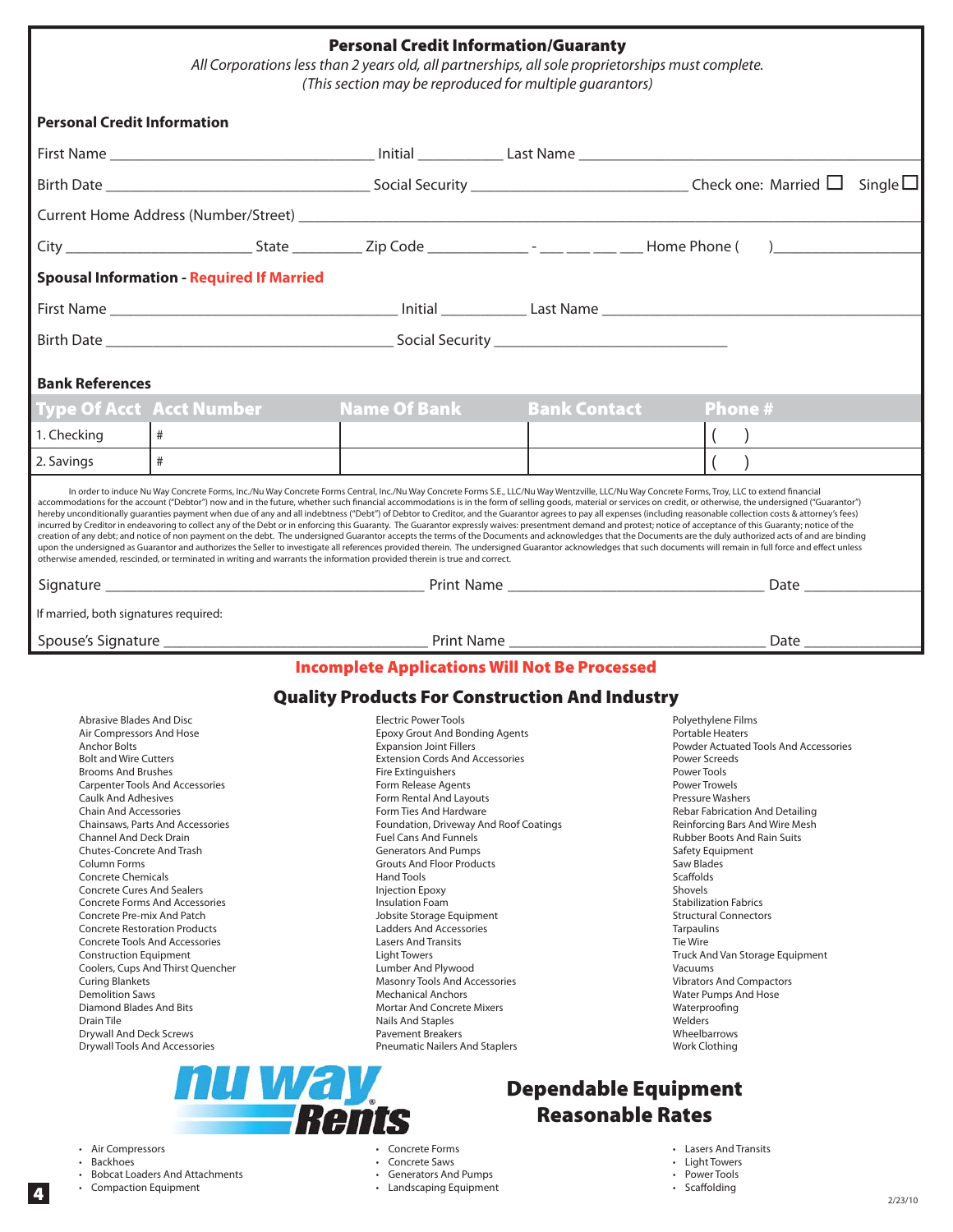## Personal Credit Information/Guaranty

*All Corporations less than 2 years old, all partnerships, all sole proprietorships must complete.*
*(This section may be reproduced for multiple guarantors)*

### Personal Credit Information

First Name ______________________ Initial __________ Last Name ______________________

Birth Date ______________________ Social Security ______________________ Check one: Married ☐ Single ☐

Current Home Address (Number/Street) ______________________________________________

City __________________ State _________ Zip Code _____________ - ___ ___ ___ ___ Home Phone (   ) ______________

### Spousal Information - Required If Married

First Name ______________________ Initial __________ Last Name ______________________

Birth Date ______________________ Social Security ______________________

### Bank References

| Type Of Acct | Acct Number | Name Of Bank | Bank Contact | Phone # |
|---|---|---|---|---|
| 1. Checking | # | | | (   ) |
| 2. Savings | # | | | (   ) |

In order to induce Nu Way Concrete Forms, Inc./Nu Way Concrete Forms Central, Inc./Nu Way Concrete Forms S.E., LLC/Nu Way Wentzville, LLC/Nu Way Concrete Forms, Troy, LLC to extend financial accommodations for the account ("Debtor") now and in the future, whether such financial accommodations is in the form of selling goods, material or services on credit, or otherwise, the undersigned ("Guarantor") hereby unconditionally guaranties payment when due of any and all indebtness ("Debt") of Debtor to Creditor, and the Guarantor agrees to pay all expenses (including reasonable collection costs & attorney's fees) incurred by Creditor in endeavoring to collect any of the Debt or in enforcing this Guaranty. The Guarantor expressly waives: presentment demand and protest; notice of acceptance of this Guaranty; notice of the creation of any debt; and notice of non payment on the debt. The undersigned Guarantor accepts the terms of the Documents and acknowledges that the Documents are the duly authorized acts of and are binding upon the undersigned as Guarantor and authorizes the Seller to investigate all references provided therein. The undersigned Guarantor acknowledges that such documents will remain in full force and effect unless otherwise amended, rescinded, or terminated in writing and warrants the information provided therein is true and correct.

Signature ______________________ Print Name ______________________ Date ____________

If married, both signatures required:

Spouse's Signature ______________________ Print Name ______________________ Date ____________

**Incomplete Applications Will Not Be Processed**

## Quality Products For Construction And Industry

Abrasive Blades And Disc
Air Compressors And Hose
Anchor Bolts
Bolt and Wire Cutters
Brooms And Brushes
Carpenter Tools And Accessories
Caulk And Adhesives
Chain And Accessories
Chainsaws, Parts And Accessories
Channel And Deck Drain
Chutes-Concrete And Trash
Column Forms
Concrete Chemicals
Concrete Cures And Sealers
Concrete Forms And Accessories
Concrete Pre-mix And Patch
Concrete Restoration Products
Concrete Tools And Accessories
Construction Equipment
Coolers, Cups And Thirst Quencher
Curing Blankets
Demolition Saws
Diamond Blades And Bits
Drain Tile
Drywall And Deck Screws
Drywall Tools And Accessories
Electric Power Tools
Epoxy Grout And Bonding Agents
Expansion Joint Fillers
Extension Cords And Accessories
Fire Extinguishers
Form Release Agents
Form Rental And Layouts
Form Ties And Hardware
Foundation, Driveway And Roof Coatings
Fuel Cans And Funnels
Generators And Pumps
Grouts And Floor Products
Hand Tools
Injection Epoxy
Insulation Foam
Jobsite Storage Equipment
Ladders And Accessories
Lasers And Transits
Light Towers
Lumber And Plywood
Masonry Tools And Accessories
Mechanical Anchors
Mortar And Concrete Mixers
Nails And Staples
Pavement Breakers
Pneumatic Nailers And Staplers
Polyethylene Films
Portable Heaters
Powder Actuated Tools And Accessories
Power Screeds
Power Tools
Power Trowels
Pressure Washers
Rebar Fabrication And Detailing
Reinforcing Bars And Wire Mesh
Rubber Boots And Rain Suits
Safety Equipment
Saw Blades
Scaffolds
Shovels
Stabilization Fabrics
Structural Connectors
Tarpaulins
Tie Wire
Truck And Van Storage Equipment
Vacuums
Vibrators And Compactors
Water Pumps And Hose
Waterproofing
Welders
Wheelbarrows
Work Clothing

**nu way® Rents**

## Dependable Equipment Reasonable Rates

- Air Compressors
- Backhoes
- Bobcat Loaders And Attachments
- Compaction Equipment
- Concrete Forms
- Concrete Saws
- Generators And Pumps
- Landscaping Equipment
- Lasers And Transits
- Light Towers
- Power Tools
- Scaffolding

2/23/10